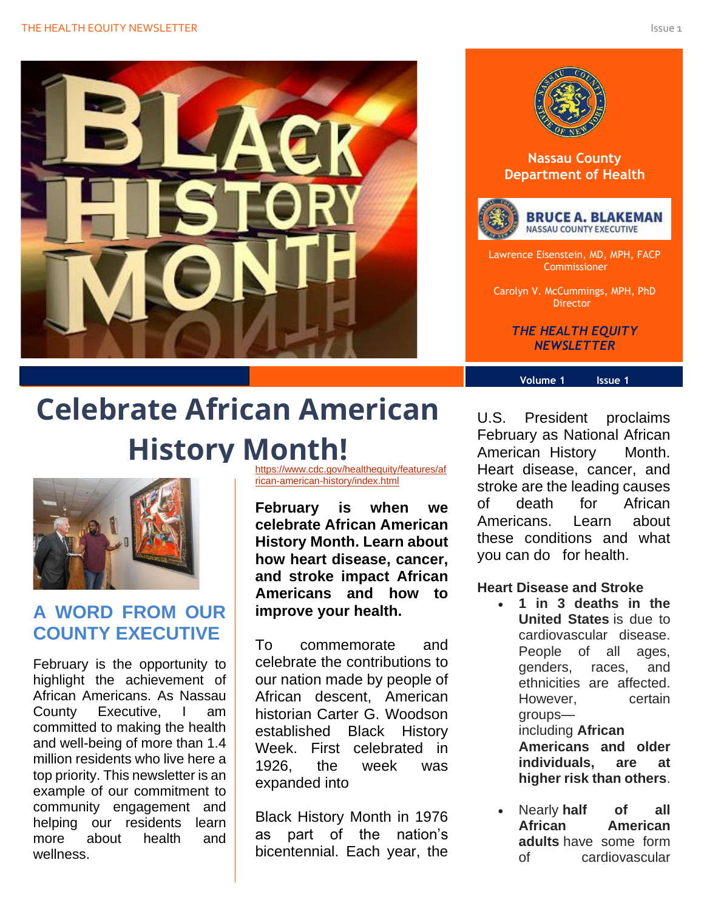Nassau County Department of Health

**BRUCE A. BLAKEMAN**
NASSAU COUNTY EXECUTIVE

Lawrence Eisenstein, MD, MPH, FACP
Commissioner

Carolyn V. McCummings, MPH, PhD
Director

***THE HEALTH EQUITY NEWSLETTER***

Volume 1 Issue 1

# Celebrate African American History Month!

## A WORD FROM OUR COUNTY EXECUTIVE

February is the opportunity to highlight the achievement of African Americans. As Nassau County Executive, I am committed to making the health and well-being of more than 1.4 million residents who live here a top priority. This newsletter is an example of our commitment to community engagement and helping our residents learn more about health and wellness.

https://www.cdc.gov/healthequity/features/african-american-history/index.html

**February is when we celebrate African American History Month. Learn about how heart disease, cancer, and stroke impact African Americans and how to improve your health.**

To commemorate and celebrate the contributions to our nation made by people of African descent, American historian Carter G. Woodson established Black History Week. First celebrated in 1926, the week was expanded into

Black History Month in 1976 as part of the nation's bicentennial. Each year, the U.S. President proclaims February as National African American History Month. Heart disease, cancer, and stroke are the leading causes of death for African Americans. Learn about these conditions and what you can do for health.

### Heart Disease and Stroke

- **1 in 3 deaths in the United States** is due to cardiovascular disease. People of all ages, genders, races, and ethnicities are affected. However, certain groups—including **African Americans and older individuals, are at higher risk than others**.
- Nearly **half of all African American adults** have some form of cardiovascular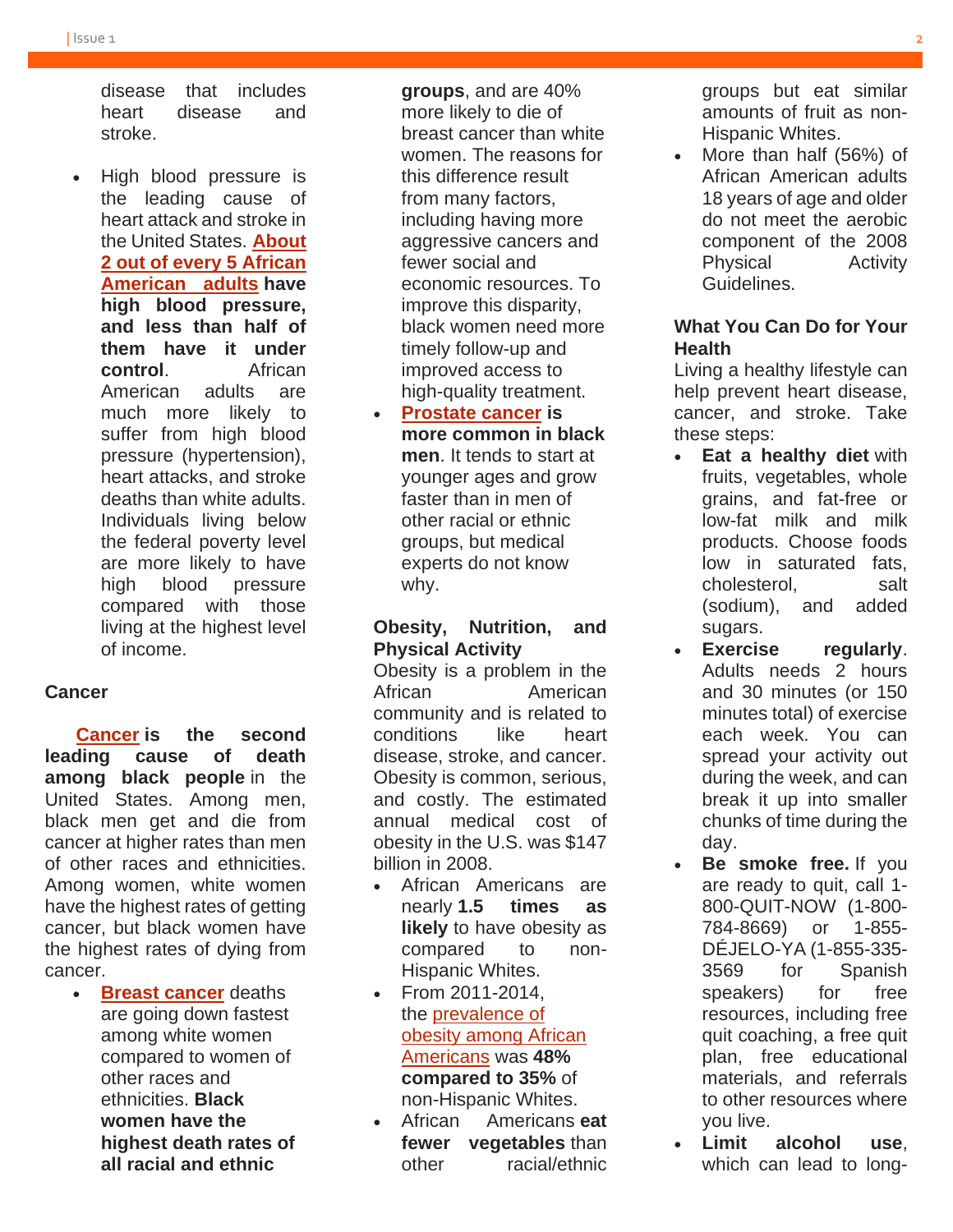disease that includes heart disease and stroke.

- High blood pressure is the leading cause of heart attack and stroke in the United States. **About 2 out of every 5 African American adults have high blood pressure, and less than half of them have it under control**. African American adults are much more likely to suffer from high blood pressure (hypertension), heart attacks, and stroke deaths than white adults. Individuals living below the federal poverty level are more likely to have high blood pressure compared with those living at the highest level of income.

### Cancer

**Cancer is the second leading cause of death among black people** in the United States. Among men, black men get and die from cancer at higher rates than men of other races and ethnicities. Among women, white women have the highest rates of getting cancer, but black women have the highest rates of dying from cancer.

- **Breast cancer** deaths are going down fastest among white women compared to women of other races and ethnicities. **Black women have the highest death rates of all racial and ethnic groups**, and are 40% more likely to die of breast cancer than white women. The reasons for this difference result from many factors, including having more aggressive cancers and fewer social and economic resources. To improve this disparity, black women need more timely follow-up and improved access to high-quality treatment.
- **Prostate cancer is more common in black men**. It tends to start at younger ages and grow faster than in men of other racial or ethnic groups, but medical experts do not know why.

### Obesity, Nutrition, and Physical Activity

Obesity is a problem in the African American community and is related to conditions like heart disease, stroke, and cancer. Obesity is common, serious, and costly. The estimated annual medical cost of obesity in the U.S. was $147 billion in 2008.

- African Americans are nearly **1.5 times as likely** to have obesity as compared to non-Hispanic Whites.
- From 2011-2014, the prevalence of obesity among African Americans was **48% compared to 35%** of non-Hispanic Whites.
- African Americans **eat fewer vegetables** than other racial/ethnic groups but eat similar amounts of fruit as non-Hispanic Whites.
- More than half (56%) of African American adults 18 years of age and older do not meet the aerobic component of the 2008 Physical Activity Guidelines.

### What You Can Do for Your Health

Living a healthy lifestyle can help prevent heart disease, cancer, and stroke. Take these steps:

- **Eat a healthy diet** with fruits, vegetables, whole grains, and fat-free or low-fat milk and milk products. Choose foods low in saturated fats, cholesterol, salt (sodium), and added sugars.
- **Exercise regularly**. Adults needs 2 hours and 30 minutes (or 150 minutes total) of exercise each week. You can spread your activity out during the week, and can break it up into smaller chunks of time during the day.
- **Be smoke free.** If you are ready to quit, call 1-800-QUIT-NOW (1-800-784-8669) or 1-855-DÉJELO-YA (1-855-335-3569 for Spanish speakers) for free resources, including free quit coaching, a free quit plan, free educational materials, and referrals to other resources where you live.
- **Limit alcohol use**, which can lead to long-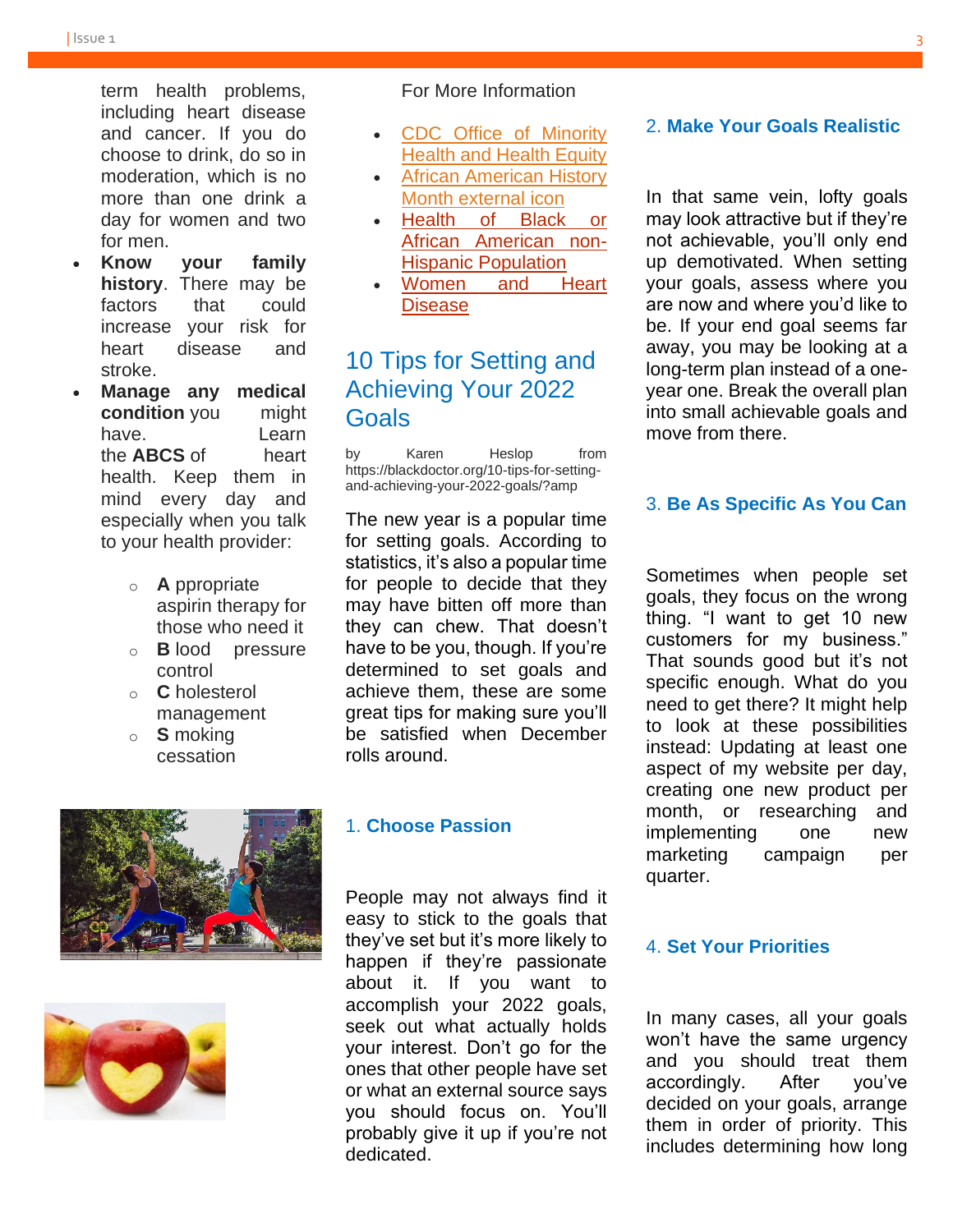term health problems, including heart disease and cancer. If you do choose to drink, do so in moderation, which is no more than one drink a day for women and two for men.

- **Know your family history**. There may be factors that could increase your risk for heart disease and stroke.
- **Manage any medical condition** you might have. Learn the **ABCS** of heart health. Keep them in mind every day and especially when you talk to your health provider:
  - **A** ppropriate aspirin therapy for those who need it
  - **B** lood pressure control
  - **C** holesterol management
  - **S** moking cessation

For More Information

- CDC Office of Minority Health and Health Equity
- African American History Month external icon
- Health of Black or African American non-Hispanic Population
- Women and Heart Disease

## 10 Tips for Setting and Achieving Your 2022 Goals

by Karen Heslop from https://blackdoctor.org/10-tips-for-setting-and-achieving-your-2022-goals/?amp

The new year is a popular time for setting goals. According to statistics, it's also a popular time for people to decide that they may have bitten off more than they can chew. That doesn't have to be you, though. If you're determined to set goals and achieve them, these are some great tips for making sure you'll be satisfied when December rolls around.

### 1. **Choose Passion**

People may not always find it easy to stick to the goals that they've set but it's more likely to happen if they're passionate about it. If you want to accomplish your 2022 goals, seek out what actually holds your interest. Don't go for the ones that other people have set or what an external source says you should focus on. You'll probably give it up if you're not dedicated.

### 2. **Make Your Goals Realistic**

In that same vein, lofty goals may look attractive but if they're not achievable, you'll only end up demotivated. When setting your goals, assess where you are now and where you'd like to be. If your end goal seems far away, you may be looking at a long-term plan instead of a one-year one. Break the overall plan into small achievable goals and move from there.

### 3. **Be As Specific As You Can**

Sometimes when people set goals, they focus on the wrong thing. "I want to get 10 new customers for my business." That sounds good but it's not specific enough. What do you need to get there? It might help to look at these possibilities instead: Updating at least one aspect of my website per day, creating one new product per month, or researching and implementing one new marketing campaign per quarter.

### 4. **Set Your Priorities**

In many cases, all your goals won't have the same urgency and you should treat them accordingly. After you've decided on your goals, arrange them in order of priority. This includes determining how long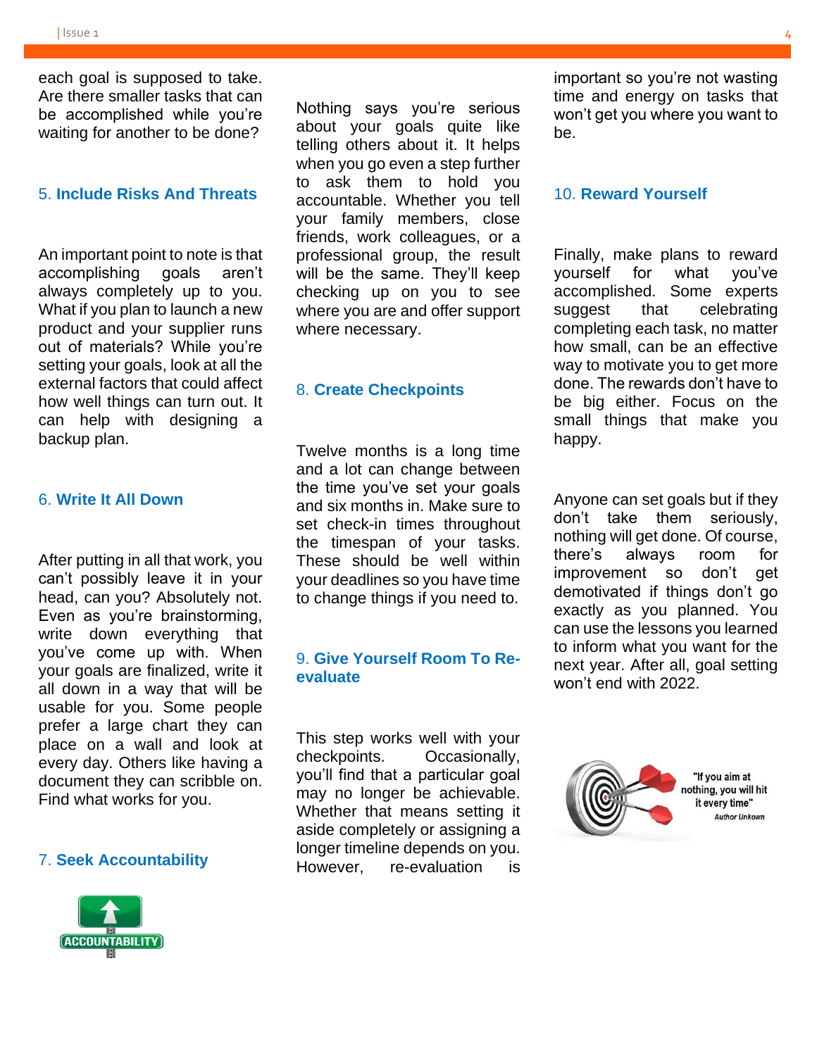each goal is supposed to take. Are there smaller tasks that can be accomplished while you're waiting for another to be done?

### 5. Include Risks And Threats

An important point to note is that accomplishing goals aren't always completely up to you. What if you plan to launch a new product and your supplier runs out of materials? While you're setting your goals, look at all the external factors that could affect how well things can turn out. It can help with designing a backup plan.

### 6. Write It All Down

After putting in all that work, you can't possibly leave it in your head, can you? Absolutely not. Even as you're brainstorming, write down everything that you've come up with. When your goals are finalized, write it all down in a way that will be usable for you. Some people prefer a large chart they can place on a wall and look at every day. Others like having a document they can scribble on. Find what works for you.

### 7. Seek Accountability

Nothing says you're serious about your goals quite like telling others about it. It helps when you go even a step further to ask them to hold you accountable. Whether you tell your family members, close friends, work colleagues, or a professional group, the result will be the same. They'll keep checking up on you to see where you are and offer support where necessary.

### 8. Create Checkpoints

Twelve months is a long time and a lot can change between the time you've set your goals and six months in. Make sure to set check-in times throughout the timespan of your tasks. These should be well within your deadlines so you have time to change things if you need to.

### 9. Give Yourself Room To Re-evaluate

This step works well with your checkpoints. Occasionally, you'll find that a particular goal may no longer be achievable. Whether that means setting it aside completely or assigning a longer timeline depends on you. However, re-evaluation is important so you're not wasting time and energy on tasks that won't get you where you want to be.

### 10. Reward Yourself

Finally, make plans to reward yourself for what you've accomplished. Some experts suggest that celebrating completing each task, no matter how small, can be an effective way to motivate you to get more done. The rewards don't have to be big either. Focus on the small things that make you happy.

Anyone can set goals but if they don't take them seriously, nothing will get done. Of course, there's always room for improvement so don't get demotivated if things don't go exactly as you planned. You can use the lessons you learned to inform what you want for the next year. After all, goal setting won't end with 2022.

"If you aim at nothing, you will hit it every time"
*Author Unkown*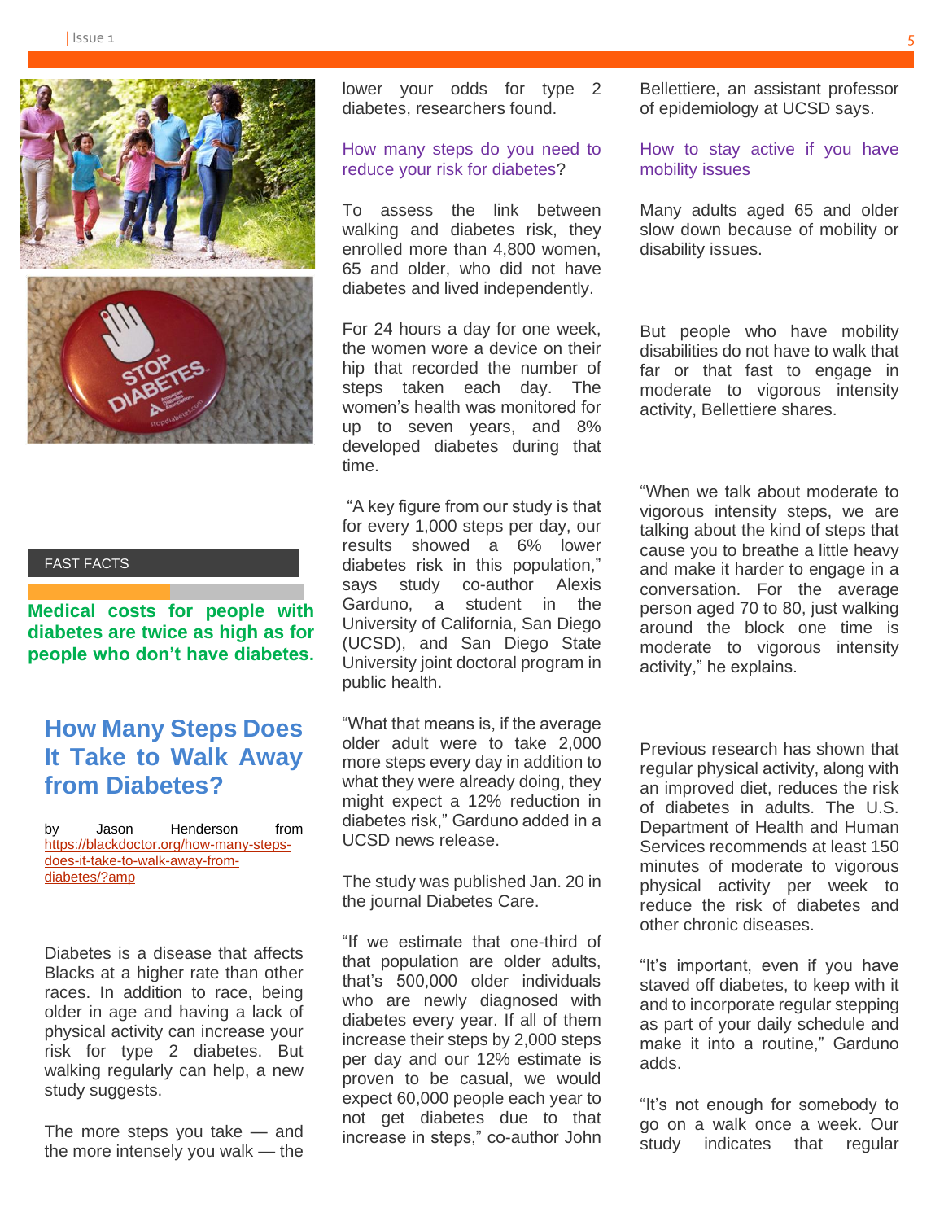FAST FACTS

**Medical costs for people with diabetes are twice as high as for people who don't have diabetes.**

## How Many Steps Does It Take to Walk Away from Diabetes?

by Jason Henderson from https://blackdoctor.org/how-many-steps-does-it-take-to-walk-away-from-diabetes/?amp

Diabetes is a disease that affects Blacks at a higher rate than other races. In addition to race, being older in age and having a lack of physical activity can increase your risk for type 2 diabetes. But walking regularly can help, a new study suggests.

The more steps you take — and the more intensely you walk — the lower your odds for type 2 diabetes, researchers found.

### How many steps do you need to reduce your risk for diabetes?

To assess the link between walking and diabetes risk, they enrolled more than 4,800 women, 65 and older, who did not have diabetes and lived independently.

For 24 hours a day for one week, the women wore a device on their hip that recorded the number of steps taken each day. The women's health was monitored for up to seven years, and 8% developed diabetes during that time.

"A key figure from our study is that for every 1,000 steps per day, our results showed a 6% lower diabetes risk in this population," says study co-author Alexis Garduno, a student in the University of California, San Diego (UCSD), and San Diego State University joint doctoral program in public health.

"What that means is, if the average older adult were to take 2,000 more steps every day in addition to what they were already doing, they might expect a 12% reduction in diabetes risk," Garduno added in a UCSD news release.

The study was published Jan. 20 in the journal Diabetes Care.

"If we estimate that one-third of that population are older adults, that's 500,000 older individuals who are newly diagnosed with diabetes every year. If all of them increase their steps by 2,000 steps per day and our 12% estimate is proven to be casual, we would expect 60,000 people each year to not get diabetes due to that increase in steps," co-author John Bellettiere, an assistant professor of epidemiology at UCSD says.

### How to stay active if you have mobility issues

Many adults aged 65 and older slow down because of mobility or disability issues.

But people who have mobility disabilities do not have to walk that far or that fast to engage in moderate to vigorous intensity activity, Bellettiere shares.

"When we talk about moderate to vigorous intensity steps, we are talking about the kind of steps that cause you to breathe a little heavy and make it harder to engage in a conversation. For the average person aged 70 to 80, just walking around the block one time is moderate to vigorous intensity activity," he explains.

Previous research has shown that regular physical activity, along with an improved diet, reduces the risk of diabetes in adults. The U.S. Department of Health and Human Services recommends at least 150 minutes of moderate to vigorous physical activity per week to reduce the risk of diabetes and other chronic diseases.

"It's important, even if you have staved off diabetes, to keep with it and to incorporate regular stepping as part of your daily schedule and make it into a routine," Garduno adds.

"It's not enough for somebody to go on a walk once a week. Our study indicates that regular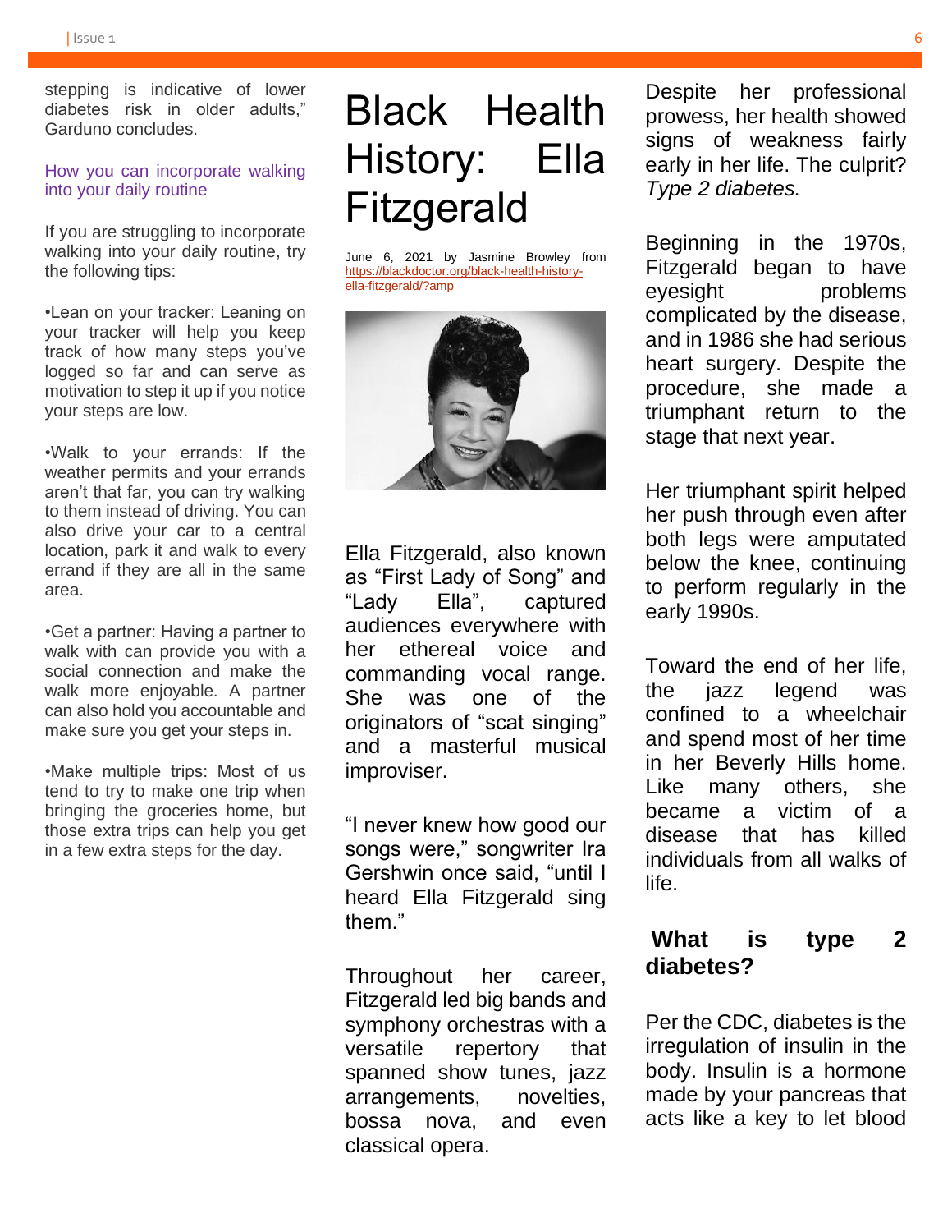stepping is indicative of lower diabetes risk in older adults," Garduno concludes.

### How you can incorporate walking into your daily routine

If you are struggling to incorporate walking into your daily routine, try the following tips:

•Lean on your tracker: Leaning on your tracker will help you keep track of how many steps you've logged so far and can serve as motivation to step it up if you notice your steps are low.

•Walk to your errands: If the weather permits and your errands aren't that far, you can try walking to them instead of driving. You can also drive your car to a central location, park it and walk to every errand if they are all in the same area.

•Get a partner: Having a partner to walk with can provide you with a social connection and make the walk more enjoyable. A partner can also hold you accountable and make sure you get your steps in.

•Make multiple trips: Most of us tend to try to make one trip when bringing the groceries home, but those extra trips can help you get in a few extra steps for the day.

# Black Health History: Ella Fitzgerald

June 6, 2021 by Jasmine Browley from https://blackdoctor.org/black-health-history-ella-fitzgerald/?amp

Ella Fitzgerald, also known as "First Lady of Song" and "Lady Ella", captured audiences everywhere with her ethereal voice and commanding vocal range. She was one of the originators of "scat singing" and a masterful musical improviser.

"I never knew how good our songs were," songwriter Ira Gershwin once said, "until I heard Ella Fitzgerald sing them."

Throughout her career, Fitzgerald led big bands and symphony orchestras with a versatile repertory that spanned show tunes, jazz arrangements, novelties, bossa nova, and even classical opera.

Despite her professional prowess, her health showed signs of weakness fairly early in her life. The culprit? *Type 2 diabetes.*

Beginning in the 1970s, Fitzgerald began to have eyesight problems complicated by the disease, and in 1986 she had serious heart surgery. Despite the procedure, she made a triumphant return to the stage that next year.

Her triumphant spirit helped her push through even after both legs were amputated below the knee, continuing to perform regularly in the early 1990s.

Toward the end of her life, the jazz legend was confined to a wheelchair and spend most of her time in her Beverly Hills home. Like many others, she became a victim of a disease that has killed individuals from all walks of life.

## What is type 2 diabetes?

Per the CDC, diabetes is the irregulation of insulin in the body. Insulin is a hormone made by your pancreas that acts like a key to let blood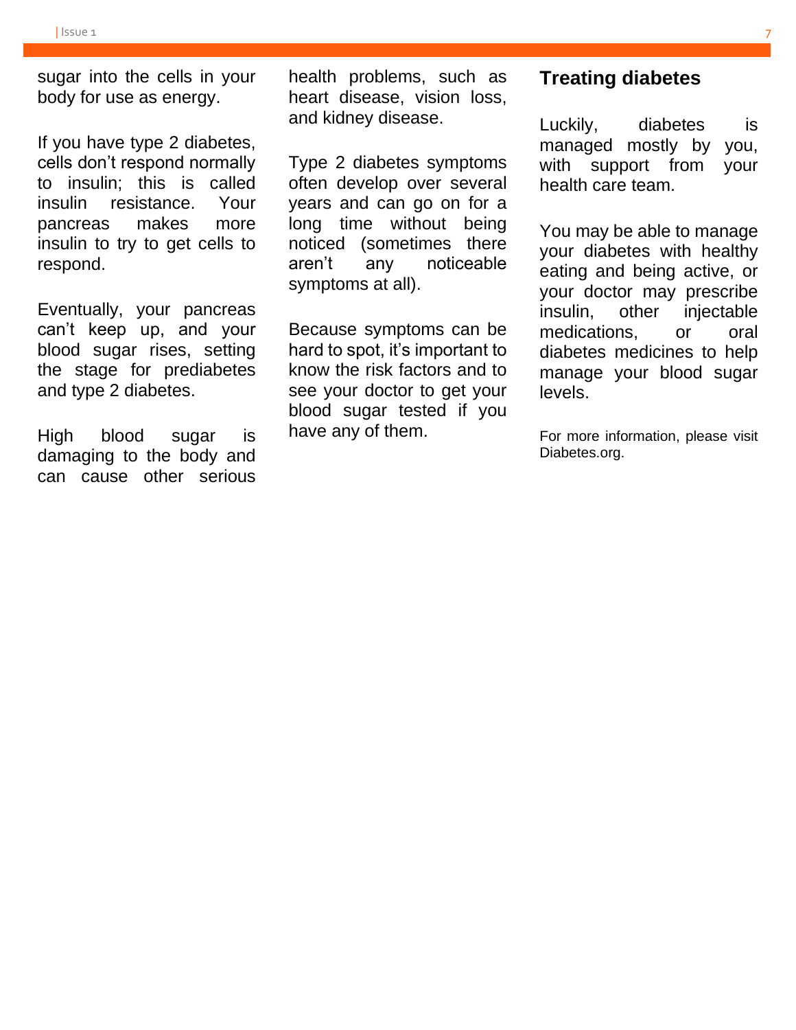sugar into the cells in your body for use as energy.

If you have type 2 diabetes, cells don't respond normally to insulin; this is called insulin resistance. Your pancreas makes more insulin to try to get cells to respond.

Eventually, your pancreas can't keep up, and your blood sugar rises, setting the stage for prediabetes and type 2 diabetes.

High blood sugar is damaging to the body and can cause other serious health problems, such as heart disease, vision loss, and kidney disease.

Type 2 diabetes symptoms often develop over several years and can go on for a long time without being noticed (sometimes there aren't any noticeable symptoms at all).

Because symptoms can be hard to spot, it's important to know the risk factors and to see your doctor to get your blood sugar tested if you have any of them.

## Treating diabetes

Luckily, diabetes is managed mostly by you, with support from your health care team.

You may be able to manage your diabetes with healthy eating and being active, or your doctor may prescribe insulin, other injectable medications, or oral diabetes medicines to help manage your blood sugar levels.

For more information, please visit Diabetes.org.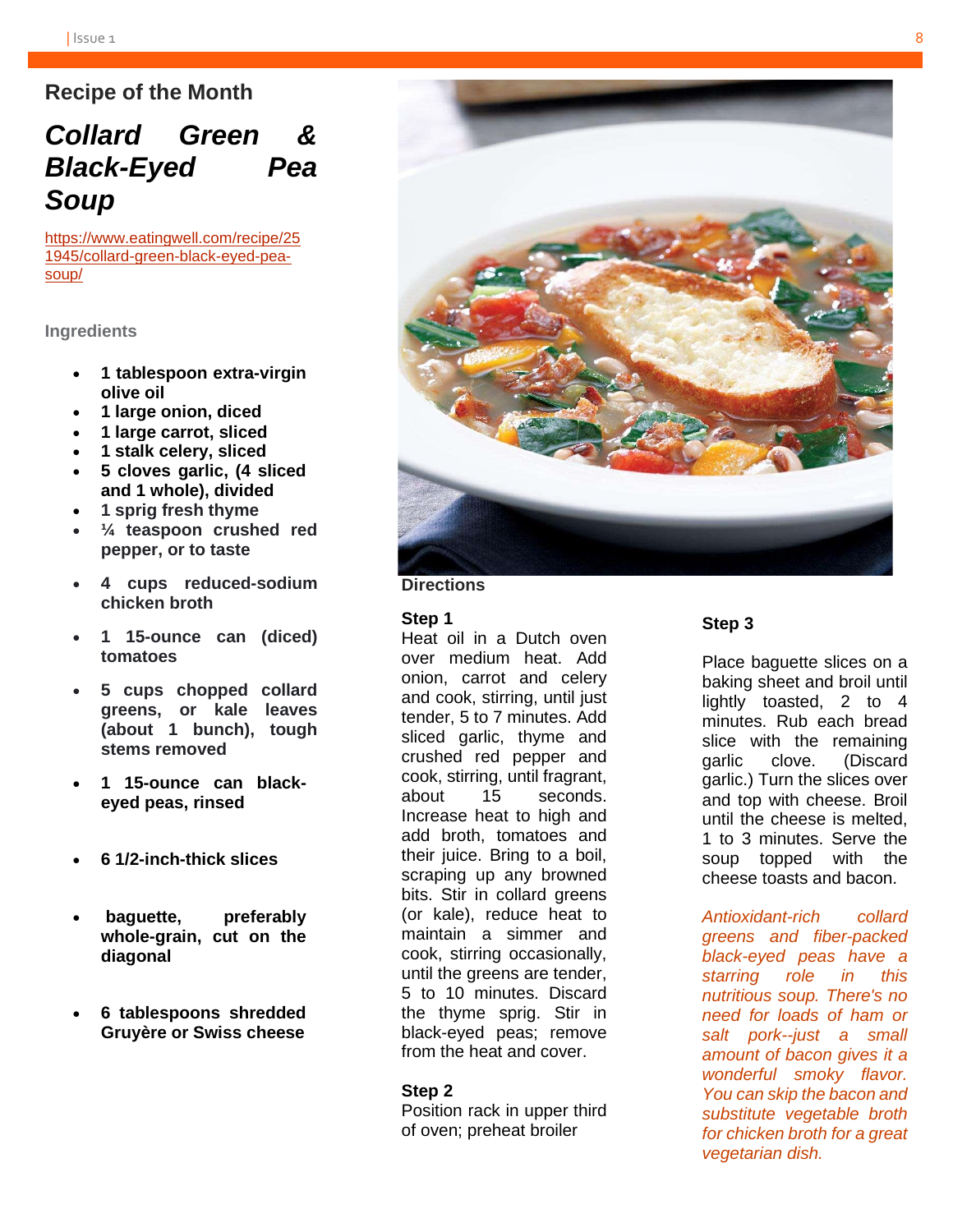## Recipe of the Month

# *Collard Green & Black-Eyed Pea Soup*

https://www.eatingwell.com/recipe/251945/collard-green-black-eyed-pea-soup/

### Ingredients

- **1 tablespoon extra-virgin olive oil**
- **1 large onion, diced**
- **1 large carrot, sliced**
- **1 stalk celery, sliced**
- **5 cloves garlic, (4 sliced and 1 whole), divided**
- **1 sprig fresh thyme**
- **¼ teaspoon crushed red pepper, or to taste**
- **4 cups reduced-sodium chicken broth**
- **1 15-ounce can (diced) tomatoes**
- **5 cups chopped collard greens, or kale leaves (about 1 bunch), tough stems removed**
- **1 15-ounce can black-eyed peas, rinsed**
- **6 1/2-inch-thick slices**
- **baguette, preferably whole-grain, cut on the diagonal**
- **6 tablespoons shredded Gruyère or Swiss cheese**

### Directions

**Step 1**

Heat oil in a Dutch oven over medium heat. Add onion, carrot and celery and cook, stirring, until just tender, 5 to 7 minutes. Add sliced garlic, thyme and crushed red pepper and cook, stirring, until fragrant, about 15 seconds. Increase heat to high and add broth, tomatoes and their juice. Bring to a boil, scraping up any browned bits. Stir in collard greens (or kale), reduce heat to maintain a simmer and cook, stirring occasionally, until the greens are tender, 5 to 10 minutes. Discard the thyme sprig. Stir in black-eyed peas; remove from the heat and cover.

**Step 2**

Position rack in upper third of oven; preheat broiler

**Step 3**

Place baguette slices on a baking sheet and broil until lightly toasted, 2 to 4 minutes. Rub each bread slice with the remaining garlic clove. (Discard garlic.) Turn the slices over and top with cheese. Broil until the cheese is melted, 1 to 3 minutes. Serve the soup topped with the cheese toasts and bacon.

*Antioxidant-rich collard greens and fiber-packed black-eyed peas have a starring role in this nutritious soup. There's no need for loads of ham or salt pork--just a small amount of bacon gives it a wonderful smoky flavor. You can skip the bacon and substitute vegetable broth for chicken broth for a great vegetarian dish.*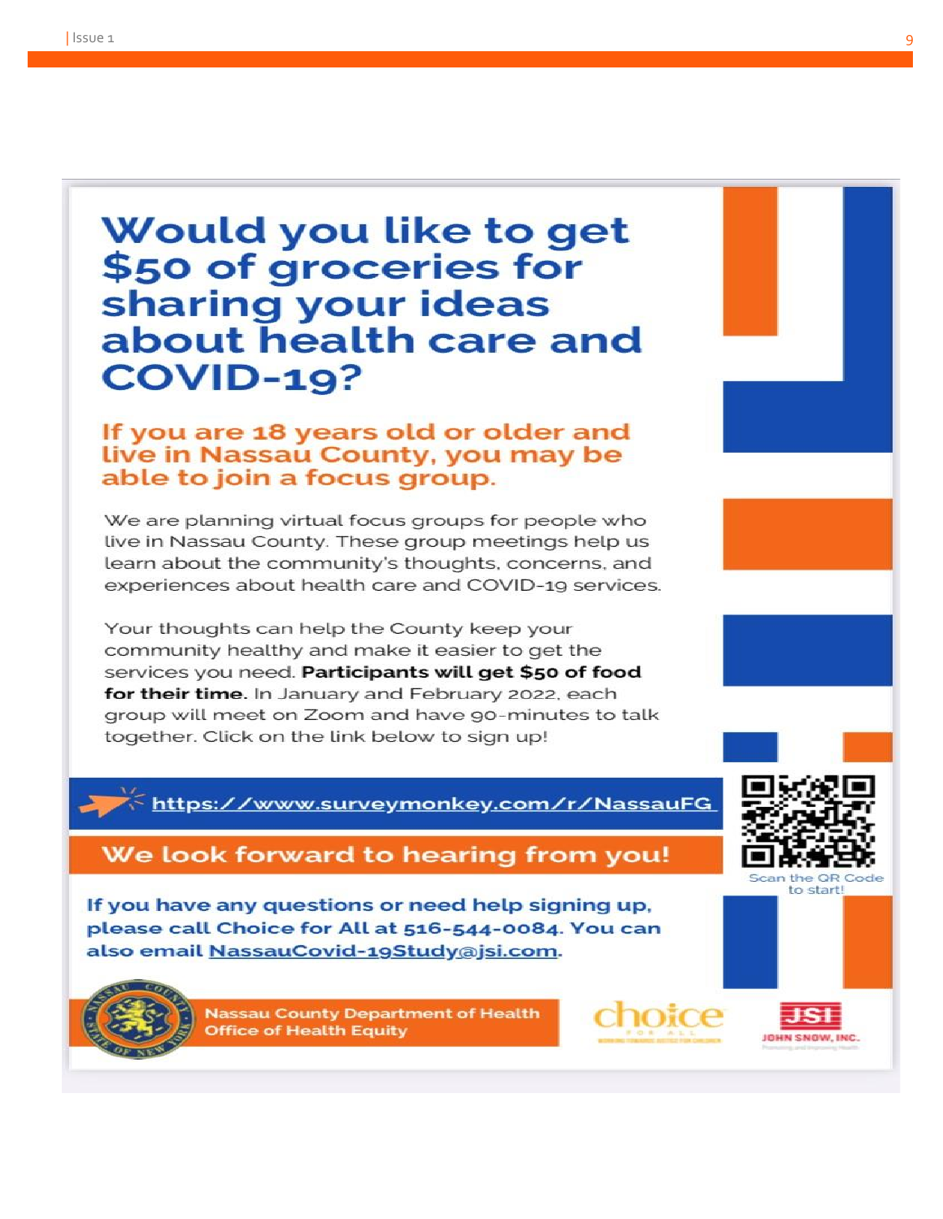# Would you like to get $50 of groceries for sharing your ideas about health care and COVID-19?

## If you are 18 years old or older and live in Nassau County, you may be able to join a focus group.

We are planning virtual focus groups for people who live in Nassau County. These group meetings help us learn about the community's thoughts, concerns, and experiences about health care and COVID-19 services.

Your thoughts can help the County keep your community healthy and make it easier to get the services you need. **Participants will get $50 of food for their time.** In January and February 2022, each group will meet on Zoom and have 90-minutes to talk together. Click on the link below to sign up!

https://www.surveymonkey.com/r/NassauFG

Scan the QR Code to start!

**We look forward to hearing from you!**

**If you have any questions or need help signing up, please call Choice for All at 516-544-0084. You can also email NassauCovid-19Study@jsi.com.**

Nassau County Department of Health
Office of Health Equity

choice FOR ALL

JSI JOHN SNOW, INC.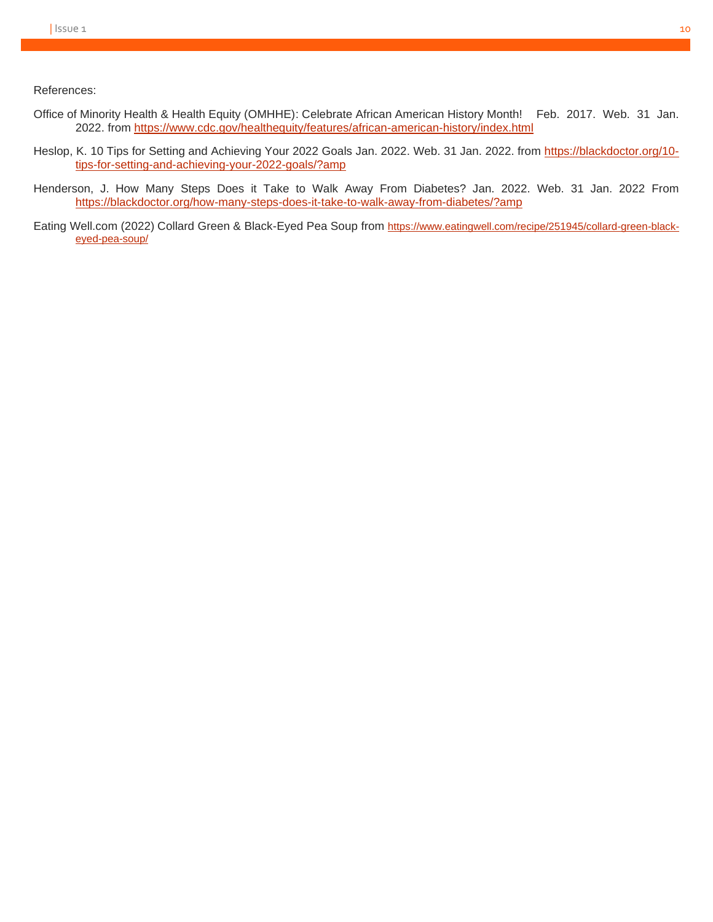References:

Office of Minority Health & Health Equity (OMHHE): Celebrate African American History Month! Feb. 2017. Web. 31 Jan. 2022. from https://www.cdc.gov/healthequity/features/african-american-history/index.html

Heslop, K. 10 Tips for Setting and Achieving Your 2022 Goals Jan. 2022. Web. 31 Jan. 2022. from https://blackdoctor.org/10-tips-for-setting-and-achieving-your-2022-goals/?amp

Henderson, J. How Many Steps Does it Take to Walk Away From Diabetes? Jan. 2022. Web. 31 Jan. 2022 From https://blackdoctor.org/how-many-steps-does-it-take-to-walk-away-from-diabetes/?amp

Eating Well.com (2022) Collard Green & Black-Eyed Pea Soup from https://www.eatingwell.com/recipe/251945/collard-green-black-eyed-pea-soup/